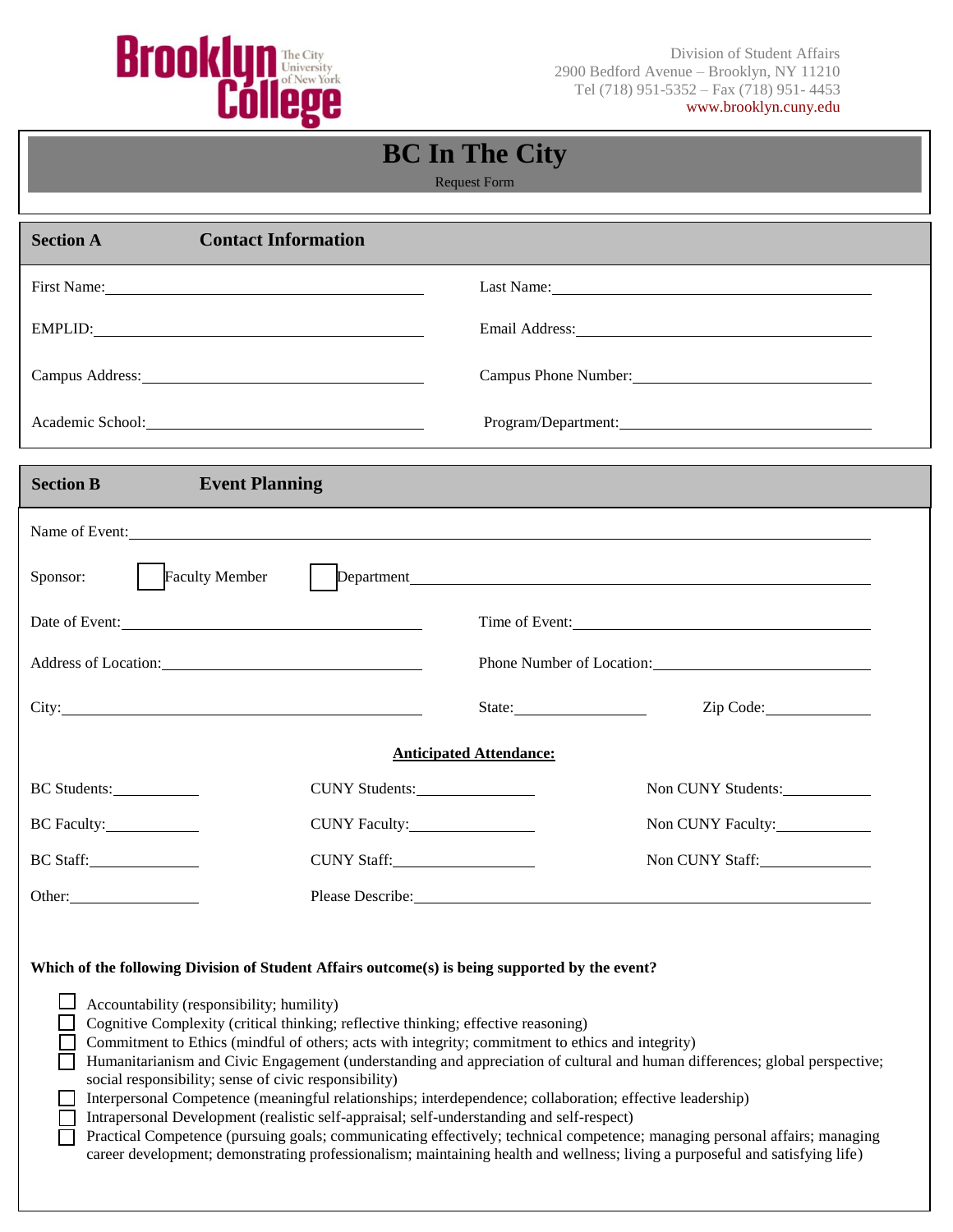Brooklyn College — The City University of New York

Division of Student Affairs
2900 Bedford Avenue – Brooklyn, NY 11210
Tel (718) 951-5352 – Fax (718) 951- 4453
www.brooklyn.cuny.edu

# BC In The City

Request Form

## Section A Contact Information

First Name: ______________________ Last Name: ______________________

EMPLID: ______________________ Email Address: ______________________

Campus Address: ______________________ Campus Phone Number: ______________________

Academic School: ______________________ Program/Department: ______________________

## Section B Event Planning

Name of Event: ______________________

Sponsor: ☐ Faculty Member ☐ Department ______________________

Date of Event: ______________________ Time of Event: ______________________

Address of Location: ______________________ Phone Number of Location: ______________________

City: ______________________ State: ____________ Zip Code: ____________

**Anticipated Attendance:**

BC Students: ________ CUNY Students: ________ Non CUNY Students: ________

BC Faculty: ________ CUNY Faculty: ________ Non CUNY Faculty: ________

BC Staff: ________ CUNY Staff: ________ Non CUNY Staff: ________

Other: ________ Please Describe: ______________________

**Which of the following Division of Student Affairs outcome(s) is being supported by the event?**

- ☐ Accountability (responsibility; humility)
- ☐ Cognitive Complexity (critical thinking; reflective thinking; effective reasoning)
- ☐ Commitment to Ethics (mindful of others; acts with integrity; commitment to ethics and integrity)
- ☐ Humanitarianism and Civic Engagement (understanding and appreciation of cultural and human differences; global perspective; social responsibility; sense of civic responsibility)
- ☐ Interpersonal Competence (meaningful relationships; interdependence; collaboration; effective leadership)
- ☐ Intrapersonal Development (realistic self-appraisal; self-understanding and self-respect)
- ☐ Practical Competence (pursuing goals; communicating effectively; technical competence; managing personal affairs; managing career development; demonstrating professionalism; maintaining health and wellness; living a purposeful and satisfying life)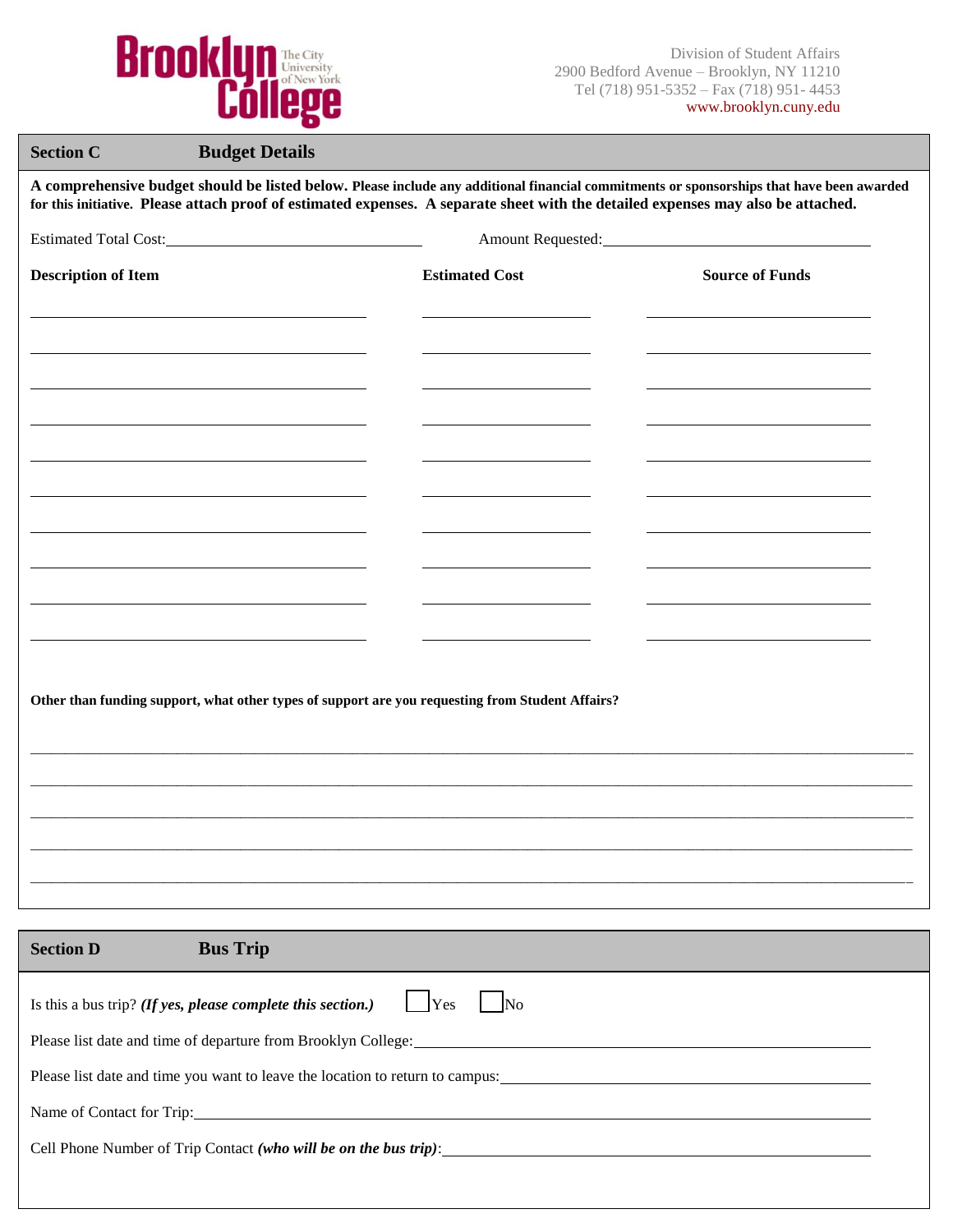Brooklyn College — The City University of New York

Division of Student Affairs
2900 Bedford Avenue – Brooklyn, NY 11210
Tel (718) 951-5352 – Fax (718) 951- 4453
www.brooklyn.cuny.edu

## Section C — Budget Details

**A comprehensive budget should be listed below. Please include any additional financial commitments or sponsorships that have been awarded for this initiative. Please attach proof of estimated expenses. A separate sheet with the detailed expenses may also be attached.**

Estimated Total Cost: ______________________ Amount Requested: ______________________

| Description of Item | Estimated Cost | Source of Funds |
|---|---|---|
| | | |
| | | |
| | | |
| | | |
| | | |
| | | |
| | | |
| | | |
| | | |
| | | |

**Other than funding support, what other types of support are you requesting from Student Affairs?**

_______________________________________________________________________________

_______________________________________________________________________________

_______________________________________________________________________________

_______________________________________________________________________________

_______________________________________________________________________________

## Section D — Bus Trip

Is this a bus trip? ***(If yes, please complete this section.)*** ☐ Yes ☐ No

Please list date and time of departure from Brooklyn College: ______________________

Please list date and time you want to leave the location to return to campus: ______________________

Name of Contact for Trip: ______________________

Cell Phone Number of Trip Contact ***(who will be on the bus trip)***: ______________________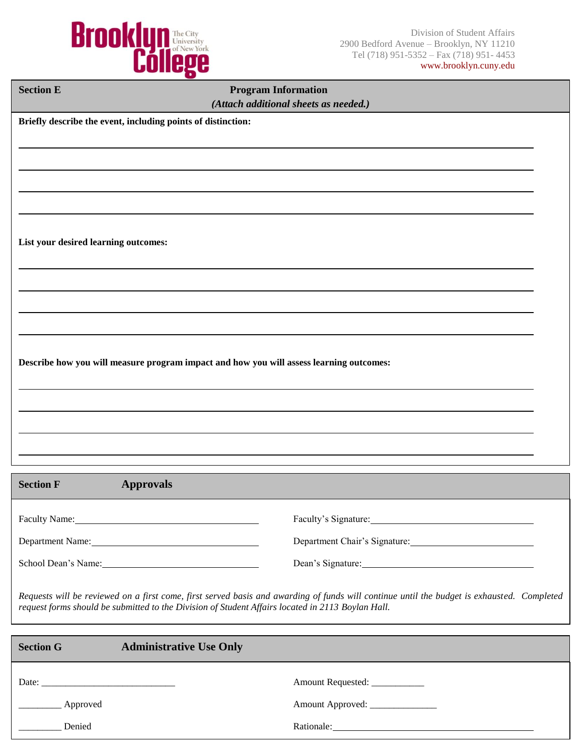Brooklyn College
The City University of New York

Division of Student Affairs
2900 Bedford Avenue – Brooklyn, NY 11210
Tel (718) 951-5352 – Fax (718) 951- 4453
www.brooklyn.cuny.edu

## Section E — Program Information

*(Attach additional sheets as needed.)*

**Briefly describe the event, including points of distinction:**

______________________________________________________________________

______________________________________________________________________

______________________________________________________________________

______________________________________________________________________

**List your desired learning outcomes:**

______________________________________________________________________

______________________________________________________________________

______________________________________________________________________

______________________________________________________________________

**Describe how you will measure program impact and how you will assess learning outcomes:**

______________________________________________________________________

______________________________________________________________________

______________________________________________________________________

______________________________________________________________________

## Section F — Approvals

Faculty Name: ______________________________ Faculty's Signature: ______________________________

Department Name: ______________________________ Department Chair's Signature: ______________________________

School Dean's Name: ______________________________ Dean's Signature: ______________________________

*Requests will be reviewed on a first come, first served basis and awarding of funds will continue until the budget is exhausted. Completed request forms should be submitted to the Division of Student Affairs located in 2113 Boylan Hall.*

## Section G — Administrative Use Only

Date: ____________________________ Amount Requested: ___________

_________ Approved Amount Approved: ______________

_________ Denied Rationale: ______________________________